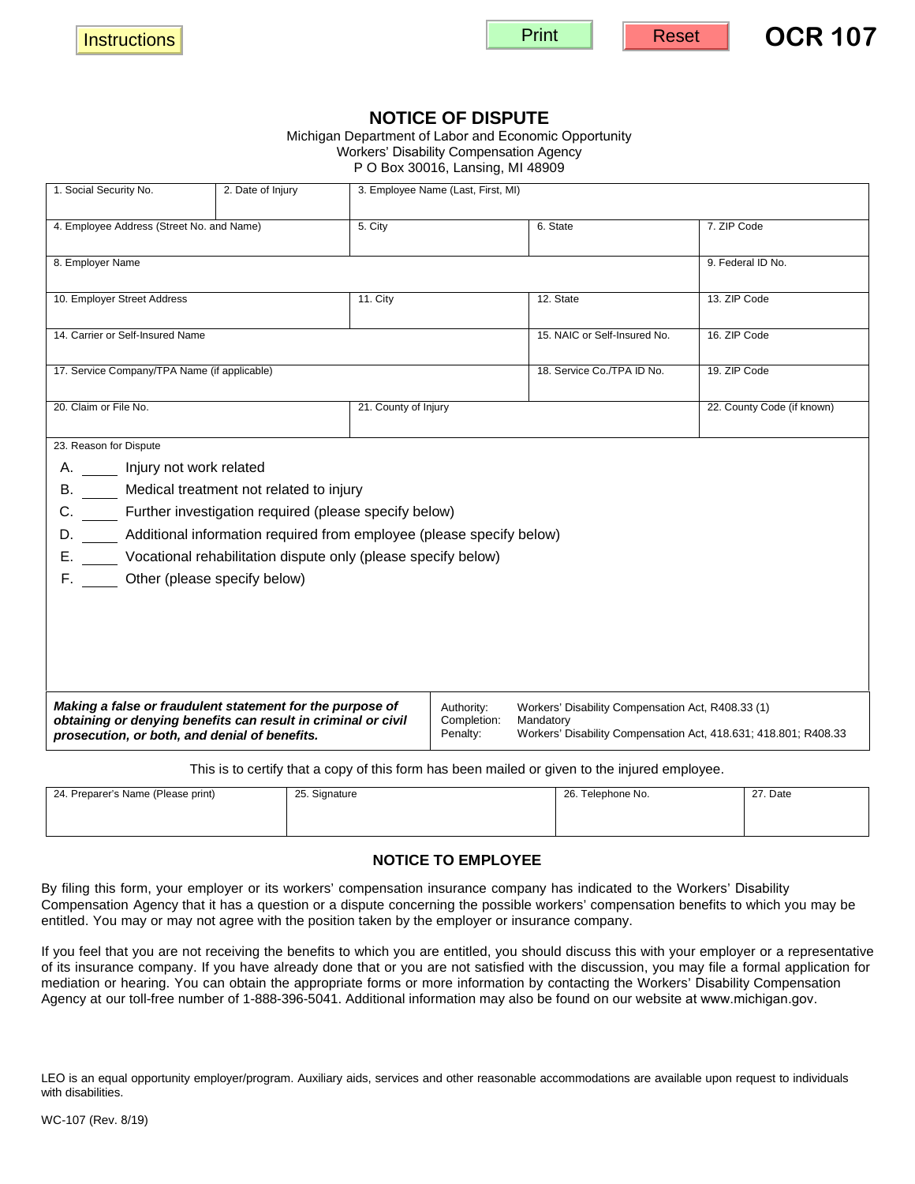Instructions | Print | Reset

# OCR 107

## NOTICE OF DISPUTE

Michigan Department of Labor and Economic Opportunity
Workers' Disability Compensation Agency
P O Box 30016, Lansing, MI 48909

| 1. Social Security No. | 2. Date of Injury | 3. Employee Name (Last, First, MI) | | |
|---|---|---|---|---|
| 4. Employee Address (Street No. and Name) | | 5. City | 6. State | 7. ZIP Code |
| 8. Employer Name | | | | 9. Federal ID No. |
| 10. Employer Street Address | | 11. City | 12. State | 13. ZIP Code |
| 14. Carrier or Self-Insured Name | | | 15. NAIC or Self-Insured No. | 16. ZIP Code |
| 17. Service Company/TPA Name (if applicable) | | | 18. Service Co./TPA ID No. | 19. ZIP Code |
| 20. Claim or File No. | | 21. County of Injury | | 22. County Code (if known) |

23. Reason for Dispute

A. _____ Injury not work related

B. _____ Medical treatment not related to injury

C. _____ Further investigation required (please specify below)

D. _____ Additional information required from employee (please specify below)

E. _____ Vocational rehabilitation dispute only (please specify below)

F. _____ Other (please specify below)

***Making a false or fraudulent statement for the purpose of obtaining or denying benefits can result in criminal or civil prosecution, or both, and denial of benefits.***

Authority: Workers' Disability Compensation Act, R408.33 (1)
Completion: Mandatory
Penalty: Workers' Disability Compensation Act, 418.631; 418.801; R408.33

This is to certify that a copy of this form has been mailed or given to the injured employee.

| 24. Preparer's Name (Please print) | 25. Signature | 26. Telephone No. | 27. Date |
|---|---|---|---|
| | | | |

### NOTICE TO EMPLOYEE

By filing this form, your employer or its workers' compensation insurance company has indicated to the Workers' Disability Compensation Agency that it has a question or a dispute concerning the possible workers' compensation benefits to which you may be entitled. You may or may not agree with the position taken by the employer or insurance company.

If you feel that you are not receiving the benefits to which you are entitled, you should discuss this with your employer or a representative of its insurance company. If you have already done that or you are not satisfied with the discussion, you may file a formal application for mediation or hearing. You can obtain the appropriate forms or more information by contacting the Workers' Disability Compensation Agency at our toll-free number of 1-888-396-5041. Additional information may also be found on our website at www.michigan.gov.

LEO is an equal opportunity employer/program. Auxiliary aids, services and other reasonable accommodations are available upon request to individuals with disabilities.

WC-107 (Rev. 8/19)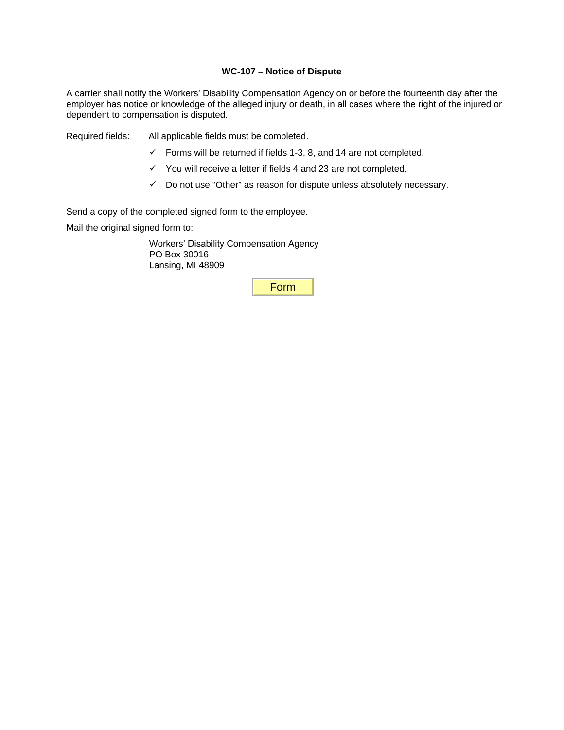**WC-107 – Notice of Dispute**

A carrier shall notify the Workers' Disability Compensation Agency on or before the fourteenth day after the employer has notice or knowledge of the alleged injury or death, in all cases where the right of the injured or dependent to compensation is disputed.

Required fields: All applicable fields must be completed.

- ✓ Forms will be returned if fields 1-3, 8, and 14 are not completed.
- ✓ You will receive a letter if fields 4 and 23 are not completed.
- ✓ Do not use "Other" as reason for dispute unless absolutely necessary.

Send a copy of the completed signed form to the employee.

Mail the original signed form to:

Workers' Disability Compensation Agency
PO Box 30016
Lansing, MI 48909

Form